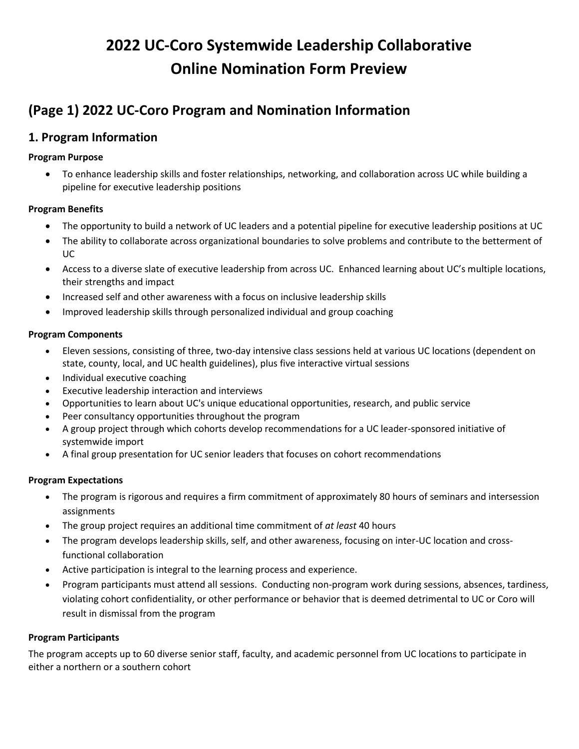# 2022 UC-Coro Systemwide Leadership Collaborative Online Nomination Form Preview

## (Page 1) 2022 UC-Coro Program and Nomination Information

### 1. Program Information

**Program Purpose**

- To enhance leadership skills and foster relationships, networking, and collaboration across UC while building a pipeline for executive leadership positions

**Program Benefits**

- The opportunity to build a network of UC leaders and a potential pipeline for executive leadership positions at UC
- The ability to collaborate across organizational boundaries to solve problems and contribute to the betterment of UC
- Access to a diverse slate of executive leadership from across UC. Enhanced learning about UC's multiple locations, their strengths and impact
- Increased self and other awareness with a focus on inclusive leadership skills
- Improved leadership skills through personalized individual and group coaching

**Program Components**

- Eleven sessions, consisting of three, two-day intensive class sessions held at various UC locations (dependent on state, county, local, and UC health guidelines), plus five interactive virtual sessions
- Individual executive coaching
- Executive leadership interaction and interviews
- Opportunities to learn about UC's unique educational opportunities, research, and public service
- Peer consultancy opportunities throughout the program
- A group project through which cohorts develop recommendations for a UC leader-sponsored initiative of systemwide import
- A final group presentation for UC senior leaders that focuses on cohort recommendations

**Program Expectations**

- The program is rigorous and requires a firm commitment of approximately 80 hours of seminars and intersession assignments
- The group project requires an additional time commitment of *at least* 40 hours
- The program develops leadership skills, self, and other awareness, focusing on inter-UC location and cross-functional collaboration
- Active participation is integral to the learning process and experience.
- Program participants must attend all sessions. Conducting non-program work during sessions, absences, tardiness, violating cohort confidentiality, or other performance or behavior that is deemed detrimental to UC or Coro will result in dismissal from the program

**Program Participants**

The program accepts up to 60 diverse senior staff, faculty, and academic personnel from UC locations to participate in either a northern or a southern cohort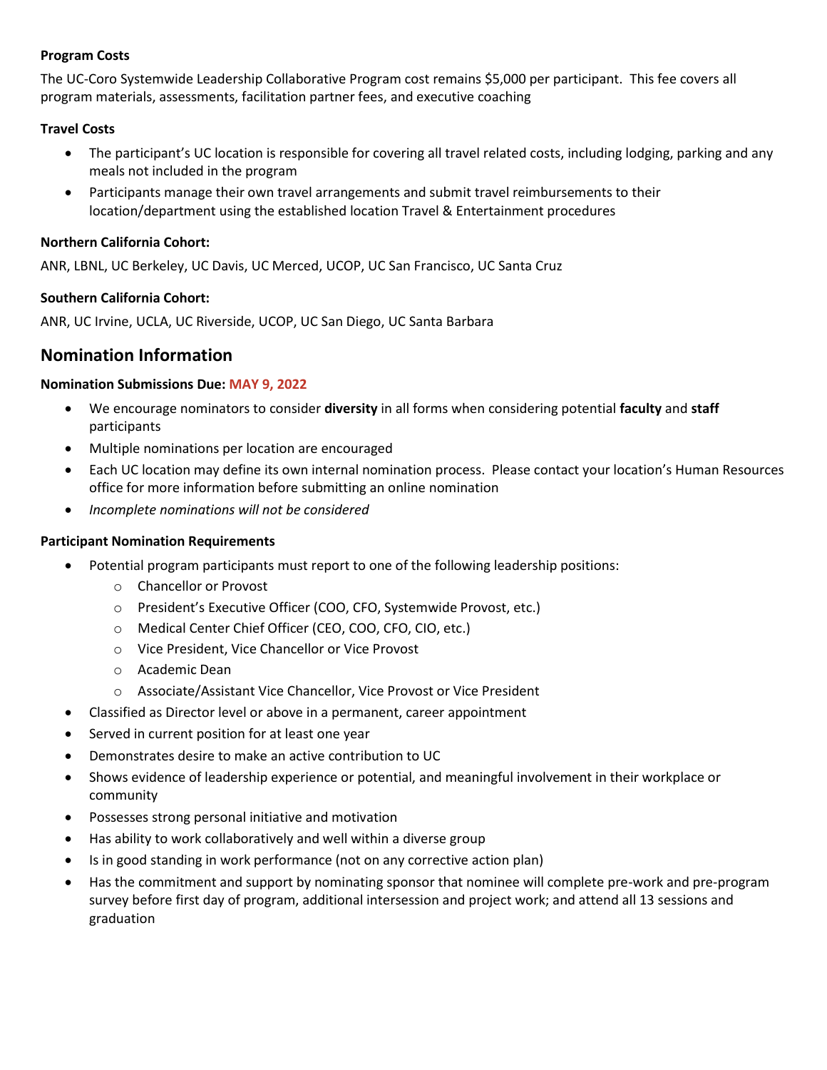**Program Costs**

The UC-Coro Systemwide Leadership Collaborative Program cost remains $5,000 per participant. This fee covers all program materials, assessments, facilitation partner fees, and executive coaching

**Travel Costs**

- The participant's UC location is responsible for covering all travel related costs, including lodging, parking and any meals not included in the program
- Participants manage their own travel arrangements and submit travel reimbursements to their location/department using the established location Travel & Entertainment procedures

**Northern California Cohort:**

ANR, LBNL, UC Berkeley, UC Davis, UC Merced, UCOP, UC San Francisco, UC Santa Cruz

**Southern California Cohort:**

ANR, UC Irvine, UCLA, UC Riverside, UCOP, UC San Diego, UC Santa Barbara

## Nomination Information

**Nomination Submissions Due: MAY 9, 2022**

- We encourage nominators to consider **diversity** in all forms when considering potential **faculty** and **staff** participants
- Multiple nominations per location are encouraged
- Each UC location may define its own internal nomination process. Please contact your location's Human Resources office for more information before submitting an online nomination
- *Incomplete nominations will not be considered*

**Participant Nomination Requirements**

- Potential program participants must report to one of the following leadership positions:
  - Chancellor or Provost
  - President's Executive Officer (COO, CFO, Systemwide Provost, etc.)
  - Medical Center Chief Officer (CEO, COO, CFO, CIO, etc.)
  - Vice President, Vice Chancellor or Vice Provost
  - Academic Dean
  - Associate/Assistant Vice Chancellor, Vice Provost or Vice President
- Classified as Director level or above in a permanent, career appointment
- Served in current position for at least one year
- Demonstrates desire to make an active contribution to UC
- Shows evidence of leadership experience or potential, and meaningful involvement in their workplace or community
- Possesses strong personal initiative and motivation
- Has ability to work collaboratively and well within a diverse group
- Is in good standing in work performance (not on any corrective action plan)
- Has the commitment and support by nominating sponsor that nominee will complete pre-work and pre-program survey before first day of program, additional intersession and project work; and attend all 13 sessions and graduation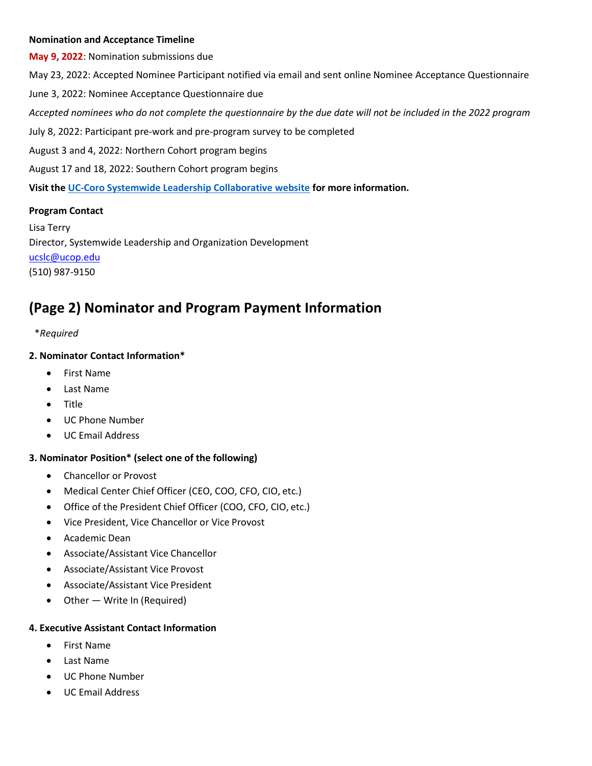**Nomination and Acceptance Timeline**

**May 9, 2022**: Nomination submissions due

May 23, 2022: Accepted Nominee Participant notified via email and sent online Nominee Acceptance Questionnaire

June 3, 2022: Nominee Acceptance Questionnaire due

*Accepted nominees who do not complete the questionnaire by the due date will not be included in the 2022 program*

July 8, 2022: Participant pre-work and pre-program survey to be completed

August 3 and 4, 2022: Northern Cohort program begins

August 17 and 18, 2022: Southern Cohort program begins

**Visit the [UC-Coro Systemwide Leadership Collaborative website](#) for more information.**

**Program Contact**

Lisa Terry
Director, Systemwide Leadership and Organization Development
[ucslc@ucop.edu](mailto:ucslc@ucop.edu)
(510) 987-9150

## (Page 2) Nominator and Program Payment Information

*\*Required*

**2. Nominator Contact Information\***

- First Name
- Last Name
- Title
- UC Phone Number
- UC Email Address

**3. Nominator Position\* (select one of the following)**

- Chancellor or Provost
- Medical Center Chief Officer (CEO, COO, CFO, CIO, etc.)
- Office of the President Chief Officer (COO, CFO, CIO, etc.)
- Vice President, Vice Chancellor or Vice Provost
- Academic Dean
- Associate/Assistant Vice Chancellor
- Associate/Assistant Vice Provost
- Associate/Assistant Vice President
- Other — Write In (Required)

**4. Executive Assistant Contact Information**

- First Name
- Last Name
- UC Phone Number
- UC Email Address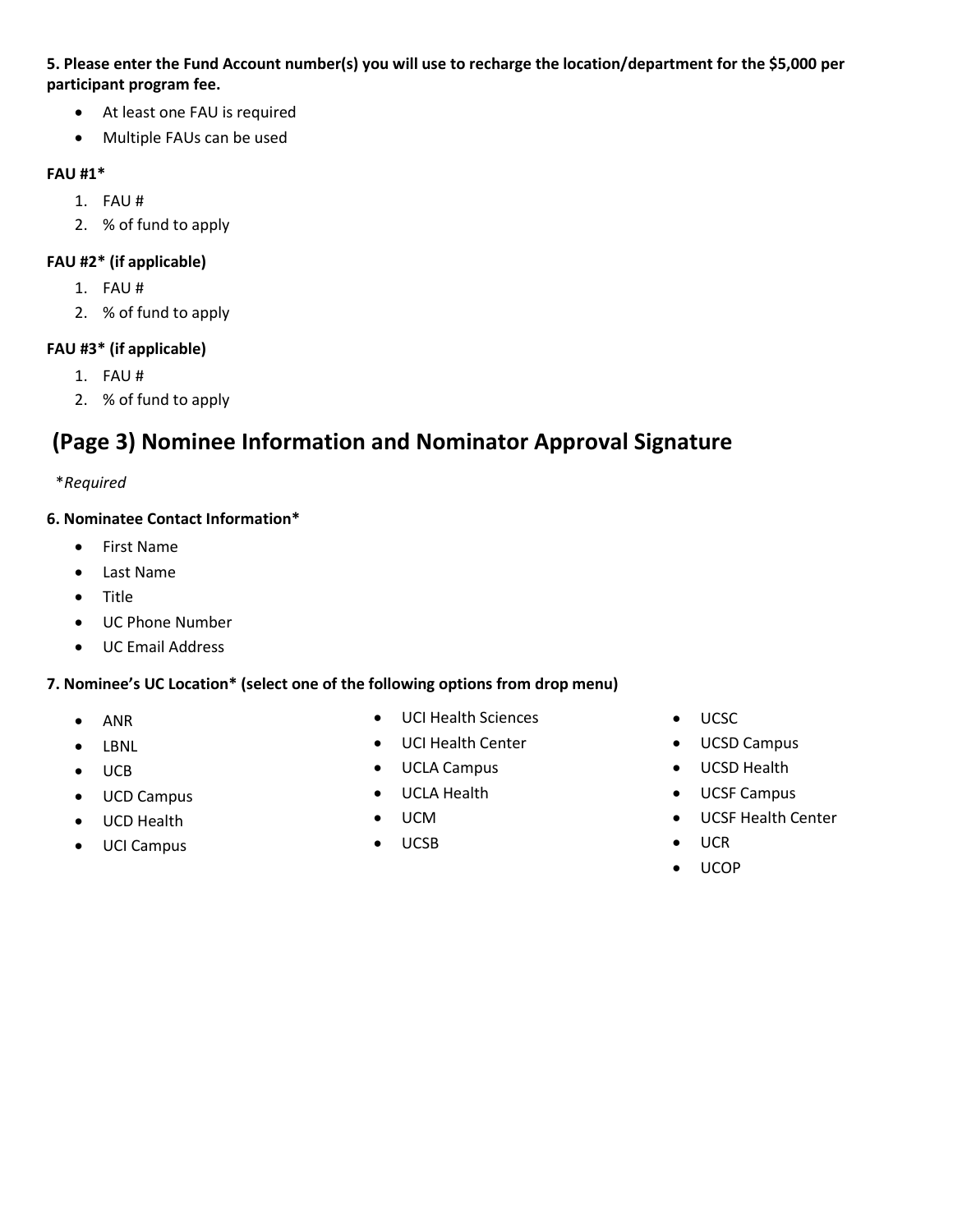**5. Please enter the Fund Account number(s) you will use to recharge the location/department for the $5,000 per participant program fee.**

- At least one FAU is required
- Multiple FAUs can be used

**FAU #1***

1. FAU #
2. % of fund to apply

**FAU #2* (if applicable)**

1. FAU #
2. % of fund to apply

**FAU #3* (if applicable)**

1. FAU #
2. % of fund to apply

## (Page 3) Nominee Information and Nominator Approval Signature

**Required*

**6. Nominatee Contact Information***

- First Name
- Last Name
- Title
- UC Phone Number
- UC Email Address

**7. Nominee's UC Location* (select one of the following options from drop menu)**

- ANR
- LBNL
- UCB
- UCD Campus
- UCD Health
- UCI Campus
- UCI Health Sciences
- UCI Health Center
- UCLA Campus
- UCLA Health
- UCM
- UCSB
- UCSC
- UCSD Campus
- UCSD Health
- UCSF Campus
- UCSF Health Center
- UCR
- UCOP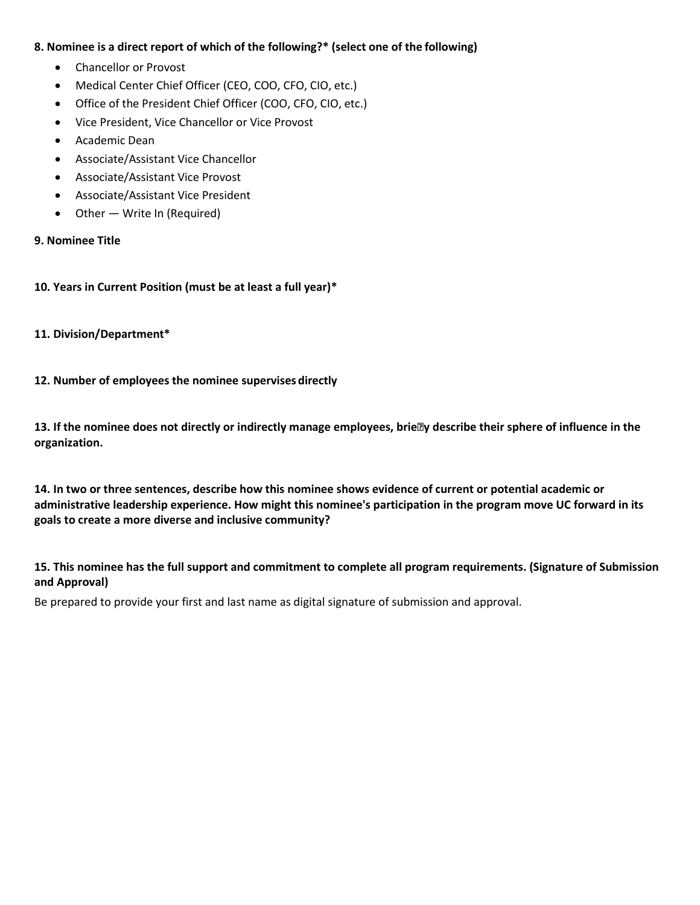**8. Nominee is a direct report of which of the following?* (select one of the following)**

- Chancellor or Provost
- Medical Center Chief Officer (CEO, COO, CFO, CIO, etc.)
- Office of the President Chief Officer (COO, CFO, CIO, etc.)
- Vice President, Vice Chancellor or Vice Provost
- Academic Dean
- Associate/Assistant Vice Chancellor
- Associate/Assistant Vice Provost
- Associate/Assistant Vice President
- Other — Write In (Required)

**9. Nominee Title**

**10. Years in Current Position (must be at least a full year)***

**11. Division/Department***

**12. Number of employees the nominee supervises directly**

**13. If the nominee does not directly or indirectly manage employees, briefly describe their sphere of influence in the organization.**

**14. In two or three sentences, describe how this nominee shows evidence of current or potential academic or administrative leadership experience. How might this nominee's participation in the program move UC forward in its goals to create a more diverse and inclusive community?**

**15. This nominee has the full support and commitment to complete all program requirements. (Signature of Submission and Approval)**

Be prepared to provide your first and last name as digital signature of submission and approval.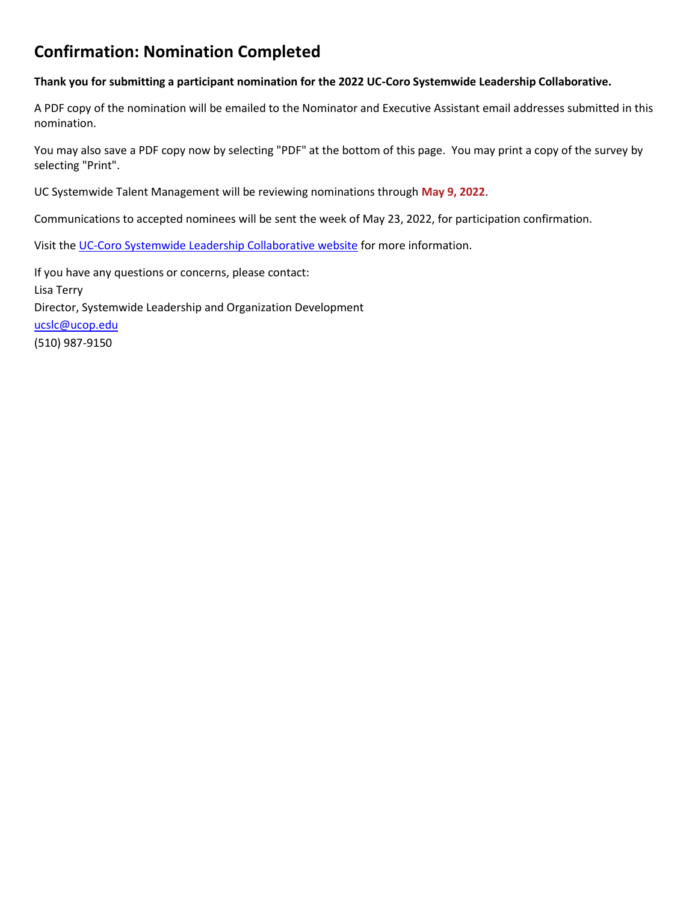# Confirmation: Nomination Completed

**Thank you for submitting a participant nomination for the 2022 UC-Coro Systemwide Leadership Collaborative.**

A PDF copy of the nomination will be emailed to the Nominator and Executive Assistant email addresses submitted in this nomination.

You may also save a PDF copy now by selecting "PDF" at the bottom of this page. You may print a copy of the survey by selecting "Print".

UC Systemwide Talent Management will be reviewing nominations through **May 9, 2022**.

Communications to accepted nominees will be sent the week of May 23, 2022, for participation confirmation.

Visit the UC-Coro Systemwide Leadership Collaborative website for more information.

If you have any questions or concerns, please contact:
Lisa Terry
Director, Systemwide Leadership and Organization Development
ucslc@ucop.edu
(510) 987-9150